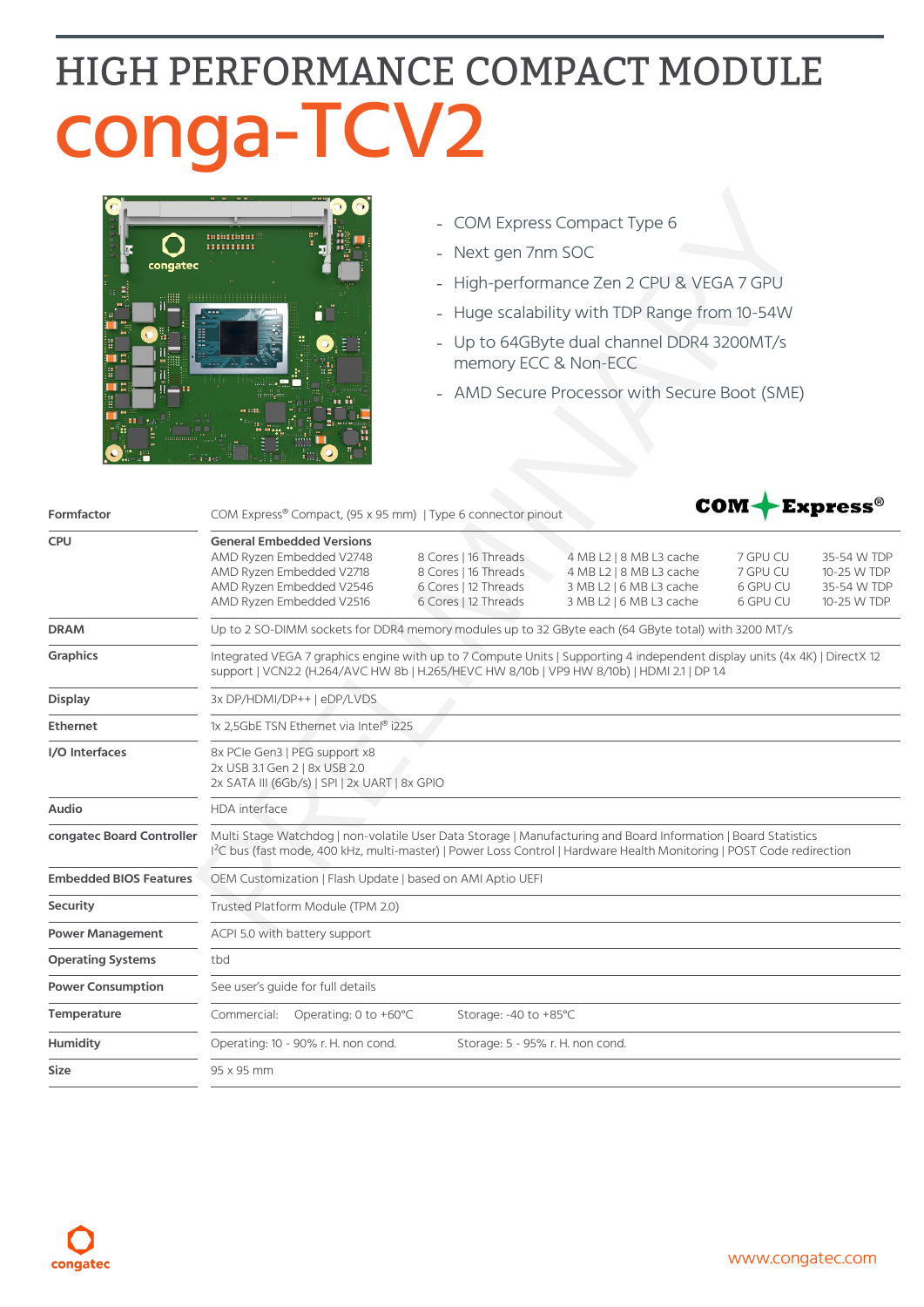# HIGH PERFORMANCE COMPACT MODULE

# conga-TCV2

- COM Express Compact Type 6
- Next gen 7nm SOC
- High-performance Zen 2 CPU & VEGA 7 GPU
- Huge scalability with TDP Range from 10-54W
- Up to 64GByte dual channel DDR4 3200MT/s memory ECC & Non-ECC
- AMD Secure Processor with Secure Boot (SME)

| | |
|---|---|
| **Formfactor** | COM Express® Compact, (95 x 95 mm) \| Type 6 connector pinout |
| **CPU** | **General Embedded Versions**<br>AMD Ryzen Embedded V2748 — 8 Cores \| 16 Threads — 4 MB L2 \| 8 MB L3 cache — 7 GPU CU — 35-54 W TDP<br>AMD Ryzen Embedded V2718 — 8 Cores \| 16 Threads — 4 MB L2 \| 8 MB L3 cache — 7 GPU CU — 10-25 W TDP<br>AMD Ryzen Embedded V2546 — 6 Cores \| 12 Threads — 3 MB L2 \| 6 MB L3 cache — 6 GPU CU — 35-54 W TDP<br>AMD Ryzen Embedded V2516 — 6 Cores \| 12 Threads — 3 MB L2 \| 6 MB L3 cache — 6 GPU CU — 10-25 W TDP |
| **DRAM** | Up to 2 SO-DIMM sockets for DDR4 memory modules up to 32 GByte each (64 GByte total) with 3200 MT/s |
| **Graphics** | Integrated VEGA 7 graphics engine with up to 7 Compute Units \| Supporting 4 independent display units (4x 4K) \| DirectX 12 support \| VCN2.2 (H.264/AVC HW 8b \| H.265/HEVC HW 8/10b \| VP9 HW 8/10b) \| HDMI 2.1 \| DP 1.4 |
| **Display** | 3x DP/HDMI/DP++ \| eDP/LVDS |
| **Ethernet** | 1x 2,5GbE TSN Ethernet via Intel® i225 |
| **I/O Interfaces** | 8x PCIe Gen3 \| PEG support x8<br>2x USB 3.1 Gen 2 \| 8x USB 2.0<br>2x SATA III (6Gb/s) \| SPI \| 2x UART \| 8x GPIO |
| **Audio** | HDA interface |
| **congatec Board Controller** | Multi Stage Watchdog \| non-volatile User Data Storage \| Manufacturing and Board Information \| Board Statistics<br>I²C bus (fast mode, 400 kHz, multi-master) \| Power Loss Control \| Hardware Health Monitoring \| POST Code redirection |
| **Embedded BIOS Features** | OEM Customization \| Flash Update \| based on AMI Aptio UEFI |
| **Security** | Trusted Platform Module (TPM 2.0) |
| **Power Management** | ACPI 5.0 with battery support |
| **Operating Systems** | tbd |
| **Power Consumption** | See user's guide for full details |
| **Temperature** | Commercial: Operating: 0 to +60°C — Storage: -40 to +85°C |
| **Humidity** | Operating: 10 - 90% r. H. non cond. — Storage: 5 - 95% r. H. non cond. |
| **Size** | 95 x 95 mm |

congatec

www.congatec.com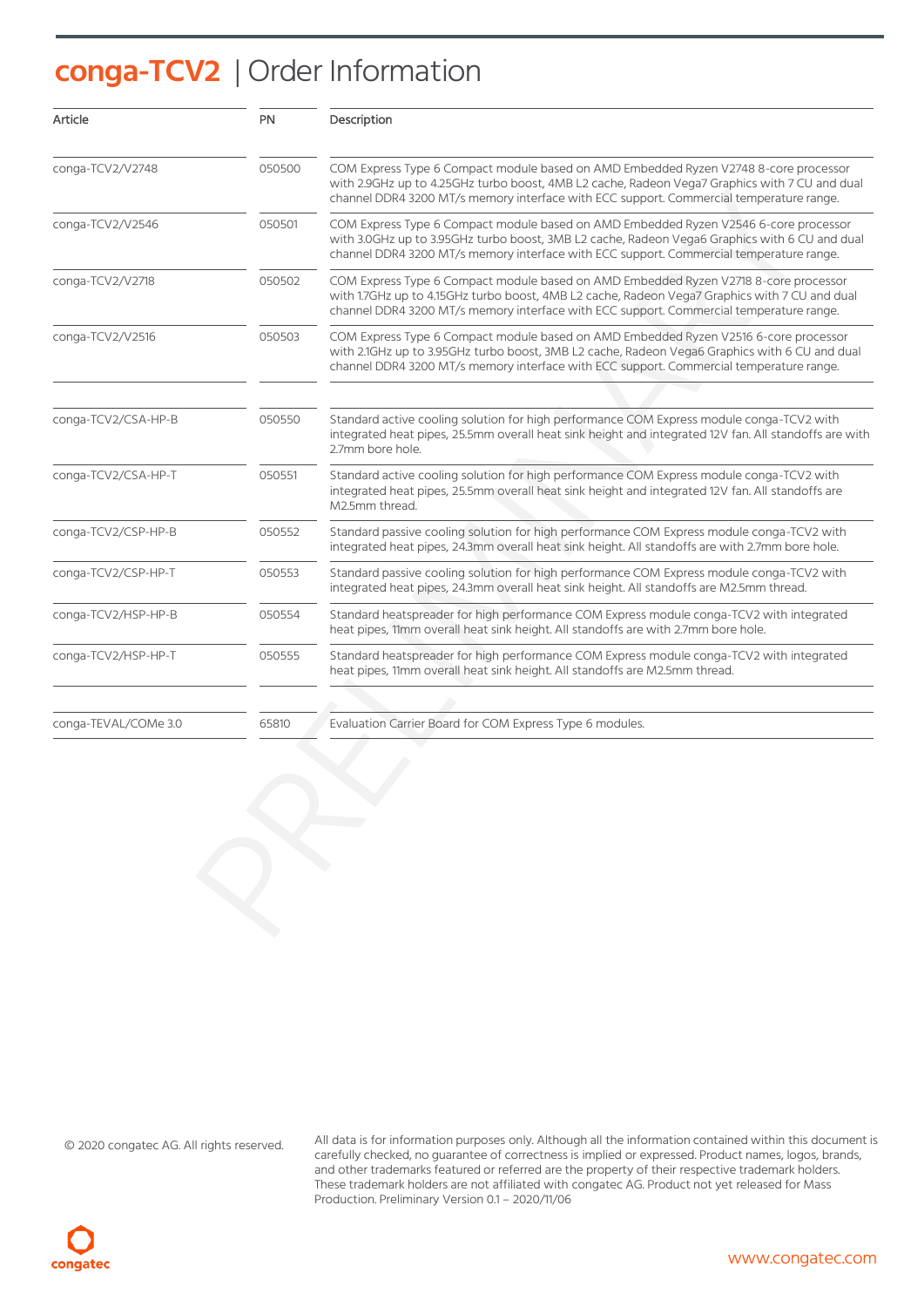# conga-TCV2 | Order Information

| Article | PN | Description |
|---|---|---|
| conga-TCV2/V2748 | 050500 | COM Express Type 6 Compact module based on AMD Embedded Ryzen V2748 8-core processor with 2.9GHz up to 4.25GHz turbo boost, 4MB L2 cache, Radeon Vega7 Graphics with 7 CU and dual channel DDR4 3200 MT/s memory interface with ECC support. Commercial temperature range. |
| conga-TCV2/V2546 | 050501 | COM Express Type 6 Compact module based on AMD Embedded Ryzen V2546 6-core processor with 3.0GHz up to 3.95GHz turbo boost, 3MB L2 cache, Radeon Vega6 Graphics with 6 CU and dual channel DDR4 3200 MT/s memory interface with ECC support. Commercial temperature range. |
| conga-TCV2/V2718 | 050502 | COM Express Type 6 Compact module based on AMD Embedded Ryzen V2718 8-core processor with 1.7GHz up to 4.15GHz turbo boost, 4MB L2 cache, Radeon Vega7 Graphics with 7 CU and dual channel DDR4 3200 MT/s memory interface with ECC support. Commercial temperature range. |
| conga-TCV2/V2516 | 050503 | COM Express Type 6 Compact module based on AMD Embedded Ryzen V2516 6-core processor with 2.1GHz up to 3.95GHz turbo boost, 3MB L2 cache, Radeon Vega6 Graphics with 6 CU and dual channel DDR4 3200 MT/s memory interface with ECC support. Commercial temperature range. |
| | | |
| conga-TCV2/CSA-HP-B | 050550 | Standard active cooling solution for high performance COM Express module conga-TCV2 with integrated heat pipes, 25.5mm overall heat sink height and integrated 12V fan. All standoffs are with 2.7mm bore hole. |
| conga-TCV2/CSA-HP-T | 050551 | Standard active cooling solution for high performance COM Express module conga-TCV2 with integrated heat pipes, 25.5mm overall heat sink height and integrated 12V fan. All standoffs are M2.5mm thread. |
| conga-TCV2/CSP-HP-B | 050552 | Standard passive cooling solution for high performance COM Express module conga-TCV2 with integrated heat pipes, 24.3mm overall heat sink height. All standoffs are with 2.7mm bore hole. |
| conga-TCV2/CSP-HP-T | 050553 | Standard passive cooling solution for high performance COM Express module conga-TCV2 with integrated heat pipes, 24.3mm overall heat sink height. All standoffs are M2.5mm thread. |
| conga-TCV2/HSP-HP-B | 050554 | Standard heatspreader for high performance COM Express module conga-TCV2 with integrated heat pipes, 11mm overall heat sink height. All standoffs are with 2.7mm bore hole. |
| conga-TCV2/HSP-HP-T | 050555 | Standard heatspreader for high performance COM Express module conga-TCV2 with integrated heat pipes, 11mm overall heat sink height. All standoffs are M2.5mm thread. |
| | | |
| conga-TEVAL/COMe 3.0 | 65810 | Evaluation Carrier Board for COM Express Type 6 modules. |

© 2020 congatec AG. All rights reserved.

All data is for information purposes only. Although all the information contained within this document is carefully checked, no guarantee of correctness is implied or expressed. Product names, logos, brands, and other trademarks featured or referred are the property of their respective trademark holders. These trademark holders are not affiliated with congatec AG. Product not yet released for Mass Production. Preliminary Version 0.1 – 2020/11/06

congatec

www.congatec.com